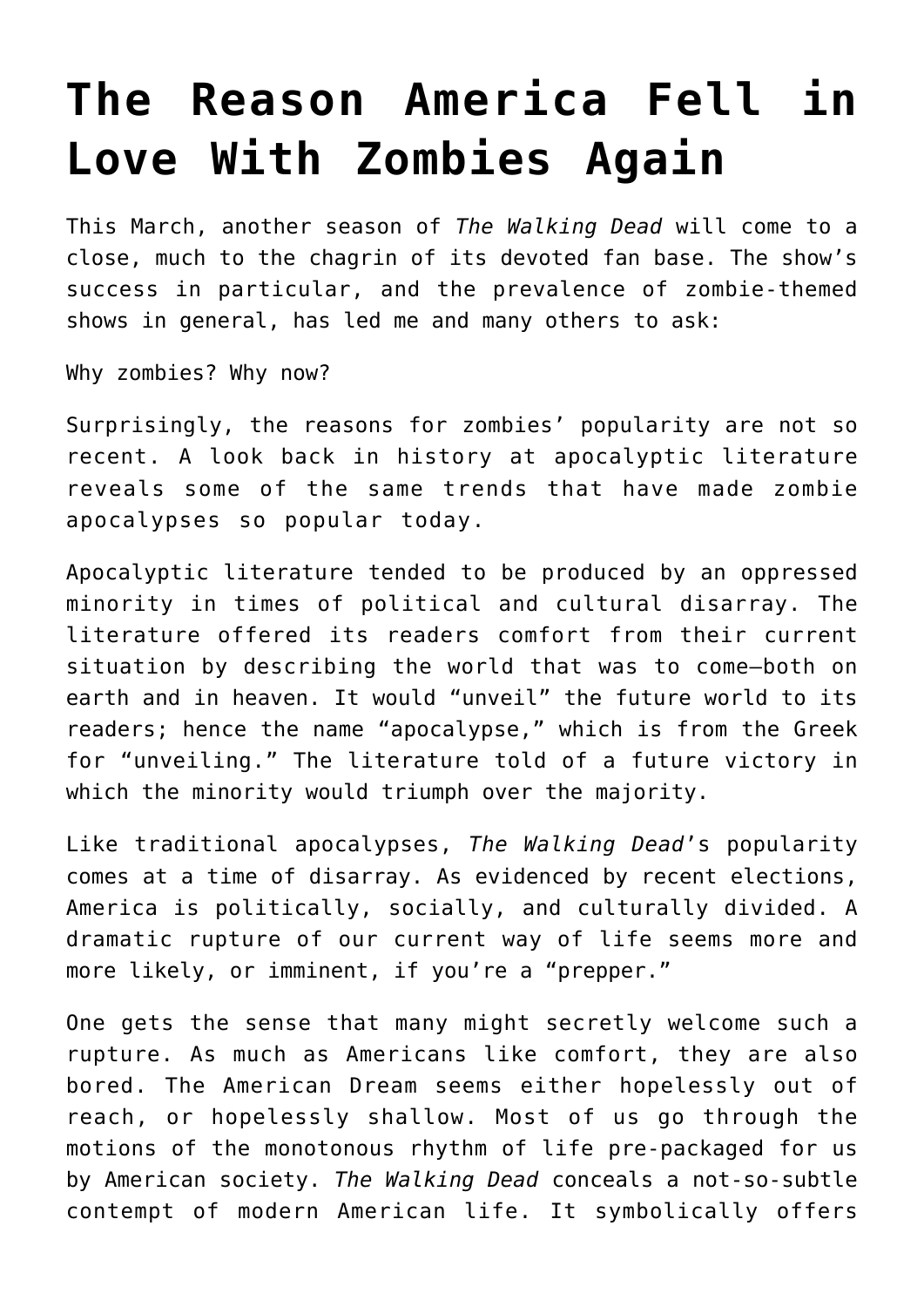# The Reason America Fell in Love With Zombies Again

This March, another season of *The Walking Dead* will come to a close, much to the chagrin of its devoted fan base. The show's success in particular, and the prevalence of zombie-themed shows in general, has led me and many others to ask:

Why zombies? Why now?

Surprisingly, the reasons for zombies' popularity are not so recent. A look back in history at apocalyptic literature reveals some of the same trends that have made zombie apocalypses so popular today.

Apocalyptic literature tended to be produced by an oppressed minority in times of political and cultural disarray. The literature offered its readers comfort from their current situation by describing the world that was to come—both on earth and in heaven. It would "unveil" the future world to its readers; hence the name "apocalypse," which is from the Greek for "unveiling." The literature told of a future victory in which the minority would triumph over the majority.

Like traditional apocalypses, *The Walking Dead*'s popularity comes at a time of disarray. As evidenced by recent elections, America is politically, socially, and culturally divided. A dramatic rupture of our current way of life seems more and more likely, or imminent, if you're a "prepper."

One gets the sense that many might secretly welcome such a rupture. As much as Americans like comfort, they are also bored. The American Dream seems either hopelessly out of reach, or hopelessly shallow. Most of us go through the motions of the monotonous rhythm of life pre-packaged for us by American society. *The Walking Dead* conceals a not-so-subtle contempt of modern American life. It symbolically offers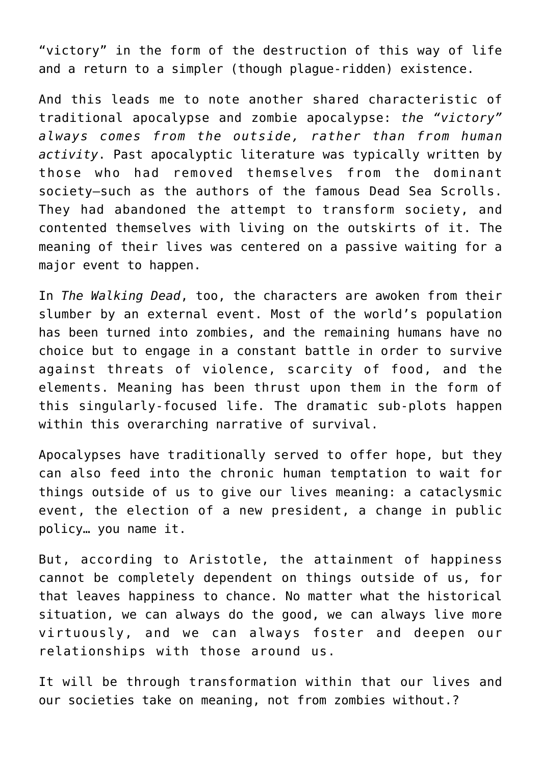"victory" in the form of the destruction of this way of life and a return to a simpler (though plague-ridden) existence.

And this leads me to note another shared characteristic of traditional apocalypse and zombie apocalypse: *the "victory" always comes from the outside, rather than from human activity*. Past apocalyptic literature was typically written by those who had removed themselves from the dominant society—such as the authors of the famous Dead Sea Scrolls. They had abandoned the attempt to transform society, and contented themselves with living on the outskirts of it. The meaning of their lives was centered on a passive waiting for a major event to happen.

In *The Walking Dead*, too, the characters are awoken from their slumber by an external event. Most of the world's population has been turned into zombies, and the remaining humans have no choice but to engage in a constant battle in order to survive against threats of violence, scarcity of food, and the elements. Meaning has been thrust upon them in the form of this singularly-focused life. The dramatic sub-plots happen within this overarching narrative of survival.

Apocalypses have traditionally served to offer hope, but they can also feed into the chronic human temptation to wait for things outside of us to give our lives meaning: a cataclysmic event, the election of a new president, a change in public policy… you name it.

But, according to Aristotle, the attainment of happiness cannot be completely dependent on things outside of us, for that leaves happiness to chance. No matter what the historical situation, we can always do the good, we can always live more virtuously, and we can always foster and deepen our relationships with those around us.

It will be through transformation within that our lives and our societies take on meaning, not from zombies without.?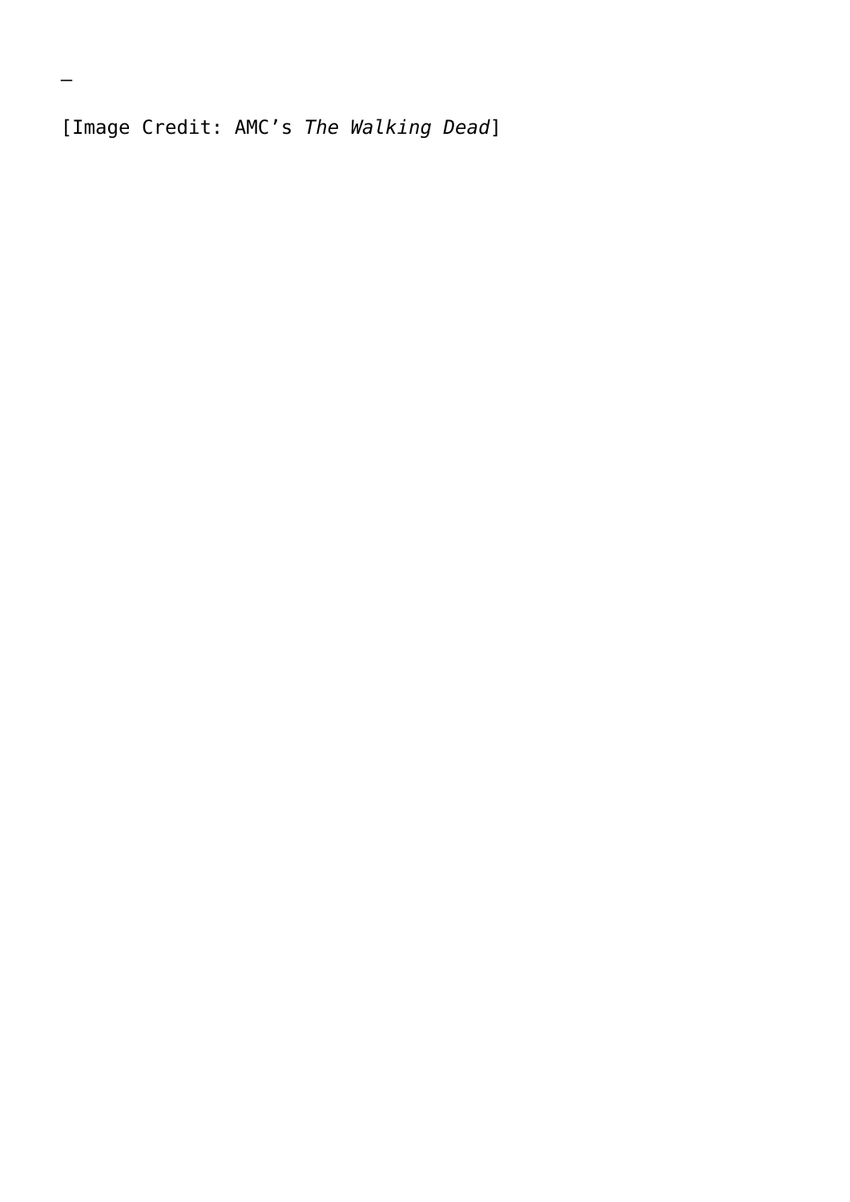—

[Image Credit: AMC’s *The Walking Dead*]